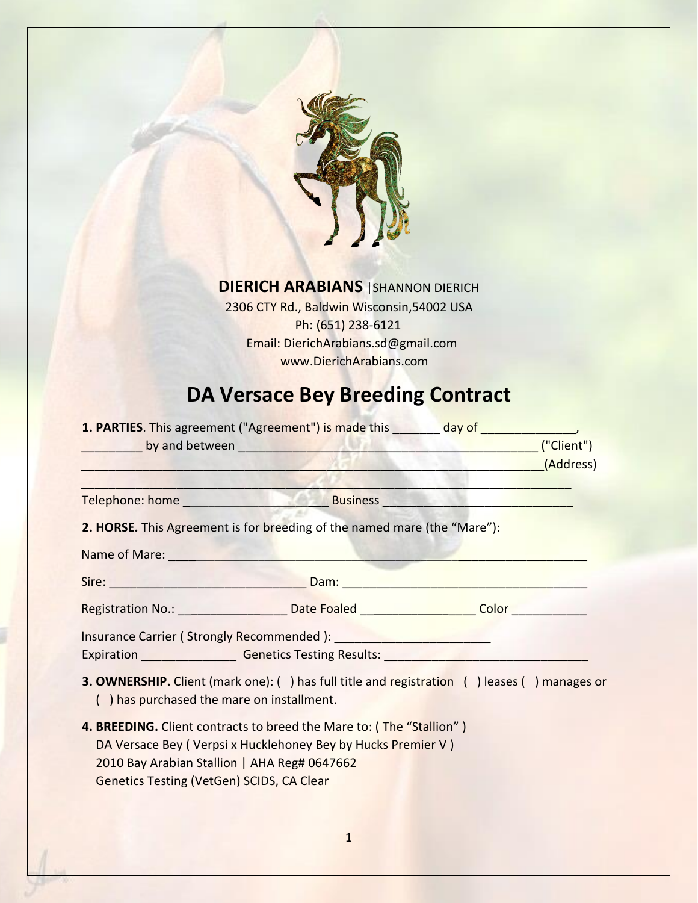**DIERICH ARABIANS** |SHANNON DIERICH

2306 CTY Rd., Baldwin Wisconsin,54002 USA

Ph: (651) 238-6121

Email: DierichArabians.sd@gmail.com

www.DierichArabians.com

# DA Versace Bey Breeding Contract

**1. PARTIES**. This agreement ("Agreement") is made this _______ day of ______________, _________ by and between _____________________________________________ ("Client") _______________________________________________________________________(Address)

_________________________________________________________________________

Telephone: home _____________________ Business ____________________________

**2. HORSE.** This Agreement is for breeding of the named mare (the "Mare"):

Name of Mare: _______________________________________________________________

Sire: ____________________________ Dam: ___________________________________

Registration No.: _______________ Date Foaled ________________ Color ___________

Insurance Carrier ( Strongly Recommended ): ______________________

Expiration _____________ Genetics Testing Results: _____________________________

**3. OWNERSHIP.** Client (mark one): ( ) has full title and registration ( ) leases ( ) manages or ( ) has purchased the mare on installment.

**4. BREEDING.** Client contracts to breed the Mare to: ( The "Stallion" )
DA Versace Bey ( Verpsi x Hucklehoney Bey by Hucks Premier V )
2010 Bay Arabian Stallion | AHA Reg# 0647662
Genetics Testing (VetGen) SCIDS, CA Clear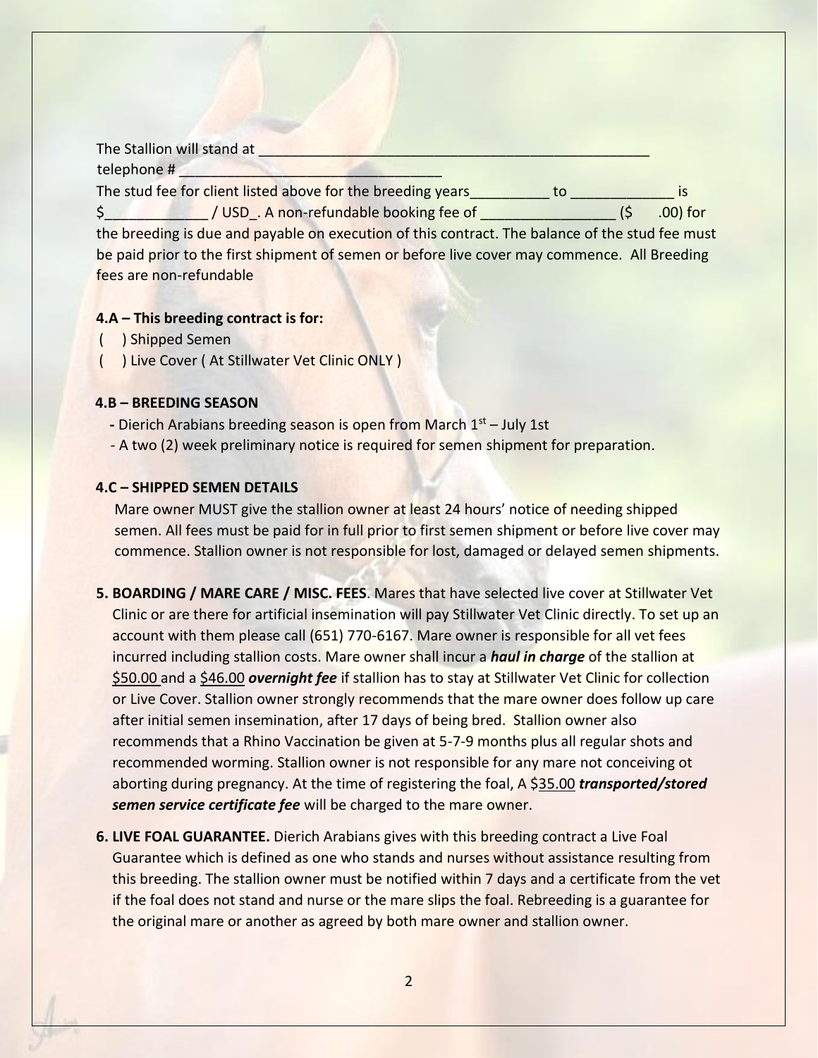The Stallion will stand at ___________________________________________________
telephone # _________________________________

The stud fee for client listed above for the breeding years__________ to _____________ is $_____________ / USD_. A non-refundable booking fee of _________________ ($      .00) for the breeding is due and payable on execution of this contract. The balance of the stud fee must be paid prior to the first shipment of semen or before live cover may commence. All Breeding fees are non-refundable

**4.A – This breeding contract is for:**

(   ) Shipped Semen
(   ) Live Cover ( At Stillwater Vet Clinic ONLY )

**4.B – BREEDING SEASON**

- Dierich Arabians breeding season is open from March 1st – July 1st
- A two (2) week preliminary notice is required for semen shipment for preparation.

**4.C – SHIPPED SEMEN DETAILS**

Mare owner MUST give the stallion owner at least 24 hours' notice of needing shipped semen. All fees must be paid for in full prior to first semen shipment or before live cover may commence. Stallion owner is not responsible for lost, damaged or delayed semen shipments.

**5. BOARDING / MARE CARE / MISC. FEES**. Mares that have selected live cover at Stillwater Vet Clinic or are there for artificial insemination will pay Stillwater Vet Clinic directly. To set up an account with them please call (651) 770-6167. Mare owner is responsible for all vet fees incurred including stallion costs. Mare owner shall incur a ***haul in charge*** of the stallion at $50.00 and a $46.00 ***overnight fee*** if stallion has to stay at Stillwater Vet Clinic for collection or Live Cover. Stallion owner strongly recommends that the mare owner does follow up care after initial semen insemination, after 17 days of being bred. Stallion owner also recommends that a Rhino Vaccination be given at 5-7-9 months plus all regular shots and recommended worming. Stallion owner is not responsible for any mare not conceiving ot aborting during pregnancy. At the time of registering the foal, A $35.00 ***transported/stored semen service certificate fee*** will be charged to the mare owner.

**6. LIVE FOAL GUARANTEE.** Dierich Arabians gives with this breeding contract a Live Foal Guarantee which is defined as one who stands and nurses without assistance resulting from this breeding. The stallion owner must be notified within 7 days and a certificate from the vet if the foal does not stand and nurse or the mare slips the foal. Rebreeding is a guarantee for the original mare or another as agreed by both mare owner and stallion owner.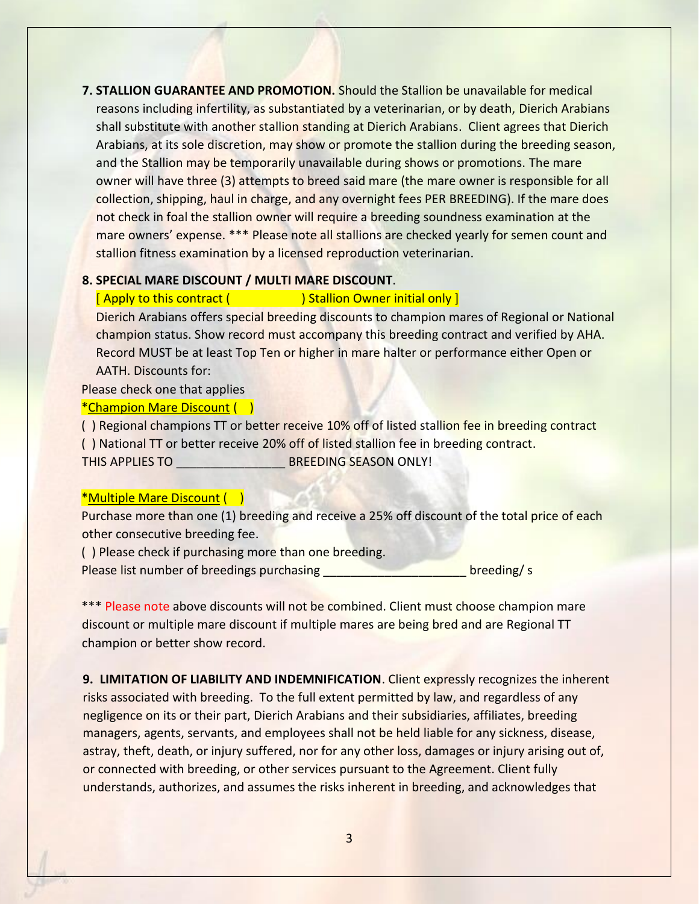**7. STALLION GUARANTEE AND PROMOTION.** Should the Stallion be unavailable for medical reasons including infertility, as substantiated by a veterinarian, or by death, Dierich Arabians shall substitute with another stallion standing at Dierich Arabians. Client agrees that Dierich Arabians, at its sole discretion, may show or promote the stallion during the breeding season, and the Stallion may be temporarily unavailable during shows or promotions. The mare owner will have three (3) attempts to breed said mare (the mare owner is responsible for all collection, shipping, haul in charge, and any overnight fees PER BREEDING). If the mare does not check in foal the stallion owner will require a breeding soundness examination at the mare owners' expense. *** Please note all stallions are checked yearly for semen count and stallion fitness examination by a licensed reproduction veterinarian.

**8. SPECIAL MARE DISCOUNT / MULTI MARE DISCOUNT**.

[ Apply to this contract (                ) Stallion Owner initial only ]

Dierich Arabians offers special breeding discounts to champion mares of Regional or National champion status. Show record must accompany this breeding contract and verified by AHA. Record MUST be at least Top Ten or higher in mare halter or performance either Open or AATH. Discounts for:

Please check one that applies

*Champion Mare Discount (   )

(  ) Regional champions TT or better receive 10% off of listed stallion fee in breeding contract

(  ) National TT or better receive 20% off of listed stallion fee in breeding contract.

THIS APPLIES TO ________________ BREEDING SEASON ONLY!

*Multiple Mare Discount (   )

Purchase more than one (1) breeding and receive a 25% off discount of the total price of each other consecutive breeding fee.

(  ) Please check if purchasing more than one breeding.

Please list number of breedings purchasing _____________________ breeding/ s

*** Please note above discounts will not be combined. Client must choose champion mare discount or multiple mare discount if multiple mares are being bred and are Regional TT champion or better show record.

**9. LIMITATION OF LIABILITY AND INDEMNIFICATION**. Client expressly recognizes the inherent risks associated with breeding. To the full extent permitted by law, and regardless of any negligence on its or their part, Dierich Arabians and their subsidiaries, affiliates, breeding managers, agents, servants, and employees shall not be held liable for any sickness, disease, astray, theft, death, or injury suffered, nor for any other loss, damages or injury arising out of, or connected with breeding, or other services pursuant to the Agreement. Client fully understands, authorizes, and assumes the risks inherent in breeding, and acknowledges that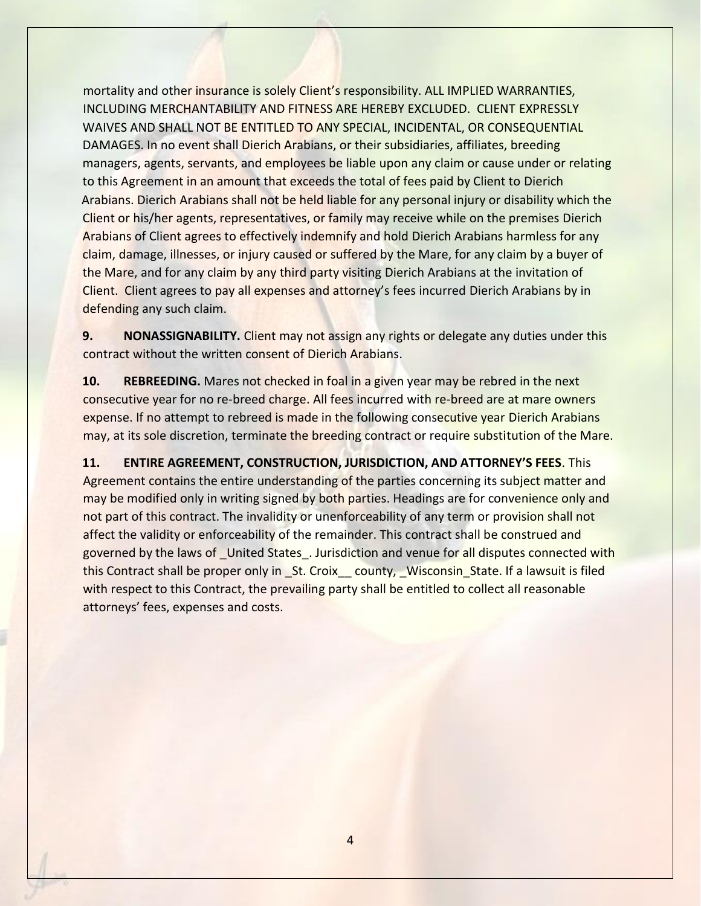mortality and other insurance is solely Client's responsibility. ALL IMPLIED WARRANTIES, INCLUDING MERCHANTABILITY AND FITNESS ARE HEREBY EXCLUDED. CLIENT EXPRESSLY WAIVES AND SHALL NOT BE ENTITLED TO ANY SPECIAL, INCIDENTAL, OR CONSEQUENTIAL DAMAGES. In no event shall Dierich Arabians, or their subsidiaries, affiliates, breeding managers, agents, servants, and employees be liable upon any claim or cause under or relating to this Agreement in an amount that exceeds the total of fees paid by Client to Dierich Arabians. Dierich Arabians shall not be held liable for any personal injury or disability which the Client or his/her agents, representatives, or family may receive while on the premises Dierich Arabians of Client agrees to effectively indemnify and hold Dierich Arabians harmless for any claim, damage, illnesses, or injury caused or suffered by the Mare, for any claim by a buyer of the Mare, and for any claim by any third party visiting Dierich Arabians at the invitation of Client. Client agrees to pay all expenses and attorney's fees incurred Dierich Arabians by in defending any such claim.

**9. NONASSIGNABILITY.** Client may not assign any rights or delegate any duties under this contract without the written consent of Dierich Arabians.

**10. REBREEDING.** Mares not checked in foal in a given year may be rebred in the next consecutive year for no re-breed charge. All fees incurred with re-breed are at mare owners expense. If no attempt to rebreed is made in the following consecutive year Dierich Arabians may, at its sole discretion, terminate the breeding contract or require substitution of the Mare.

**11. ENTIRE AGREEMENT, CONSTRUCTION, JURISDICTION, AND ATTORNEY'S FEES**. This Agreement contains the entire understanding of the parties concerning its subject matter and may be modified only in writing signed by both parties. Headings are for convenience only and not part of this contract. The invalidity or unenforceability of any term or provision shall not affect the validity or enforceability of the remainder. This contract shall be construed and governed by the laws of _United States_. Jurisdiction and venue for all disputes connected with this Contract shall be proper only in _St. Croix__ county, _Wisconsin_State. If a lawsuit is filed with respect to this Contract, the prevailing party shall be entitled to collect all reasonable attorneys' fees, expenses and costs.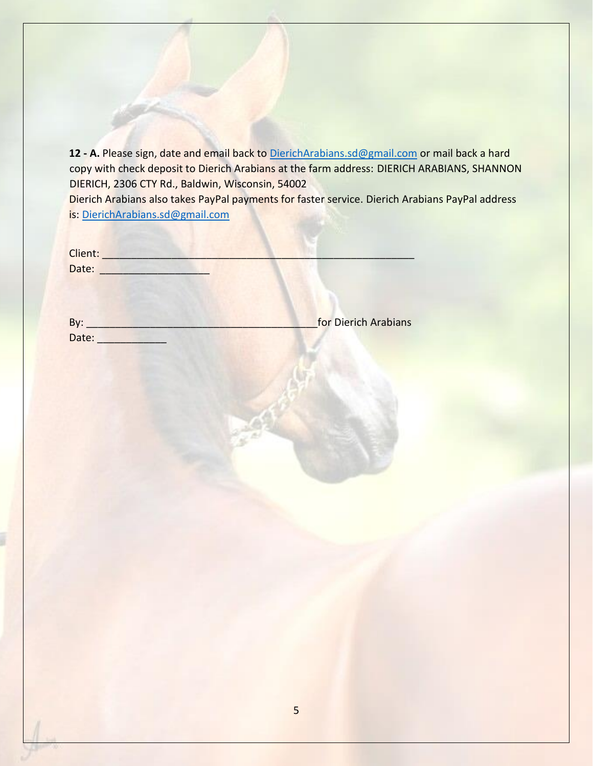**12 - A.** Please sign, date and email back to DierichArabians.sd@gmail.com or mail back a hard copy with check deposit to Dierich Arabians at the farm address: DIERICH ARABIANS, SHANNON DIERICH, 2306 CTY Rd., Baldwin, Wisconsin, 54002

Dierich Arabians also takes PayPal payments for faster service. Dierich Arabians PayPal address is: DierichArabians.sd@gmail.com

Client: _______________________________________________________

Date: __________________

By: ________________________________________for Dierich Arabians

Date: ____________